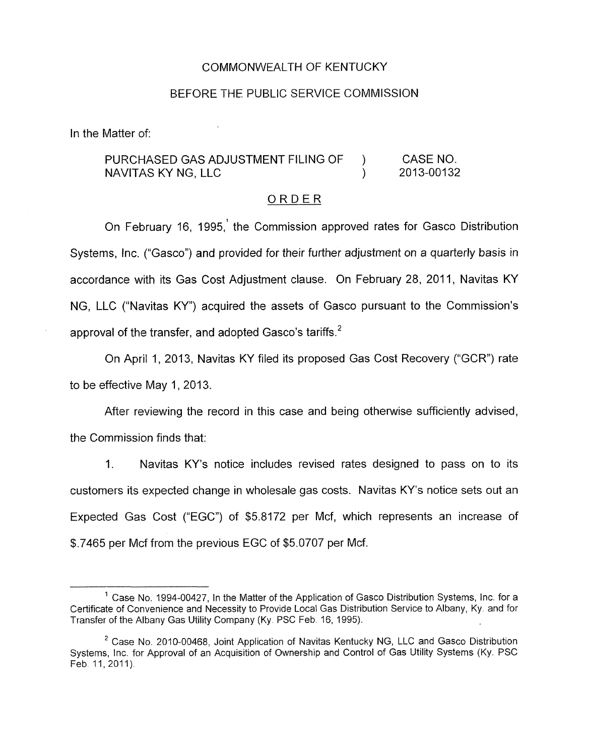COMMONWEALTH OF KENTUCKY

BEFORE THE PUBLIC SERVICE COMMISSION

In the Matter of:

| | | |
|---|---|---|
| PURCHASED GAS ADJUSTMENT FILING OF NAVITAS KY NG, LLC | ) ) | CASE NO. 2013-00132 |

## ORDER

On February 16, 1995,[1] the Commission approved rates for Gasco Distribution Systems, Inc. ("Gasco") and provided for their further adjustment on a quarterly basis in accordance with its Gas Cost Adjustment clause. On February 28, 2011, Navitas KY NG, LLC ("Navitas KY") acquired the assets of Gasco pursuant to the Commission's approval of the transfer, and adopted Gasco's tariffs.[2]

On April 1, 2013, Navitas KY filed its proposed Gas Cost Recovery ("GCR") rate to be effective May 1, 2013.

After reviewing the record in this case and being otherwise sufficiently advised, the Commission finds that:

1. Navitas KY's notice includes revised rates designed to pass on to its customers its expected change in wholesale gas costs. Navitas KY's notice sets out an Expected Gas Cost ("EGC") of $5.8172 per Mcf, which represents an increase of $.7465 per Mcf from the previous EGC of $5.0707 per Mcf.

---

[1] Case No. 1994-00427, In the Matter of the Application of Gasco Distribution Systems, Inc. for a Certificate of Convenience and Necessity to Provide Local Gas Distribution Service to Albany, Ky. and for Transfer of the Albany Gas Utility Company (Ky. PSC Feb. 16, 1995).

[2] Case No. 2010-00468, Joint Application of Navitas Kentucky NG, LLC and Gasco Distribution Systems, Inc. for Approval of an Acquisition of Ownership and Control of Gas Utility Systems (Ky. PSC Feb. 11, 2011).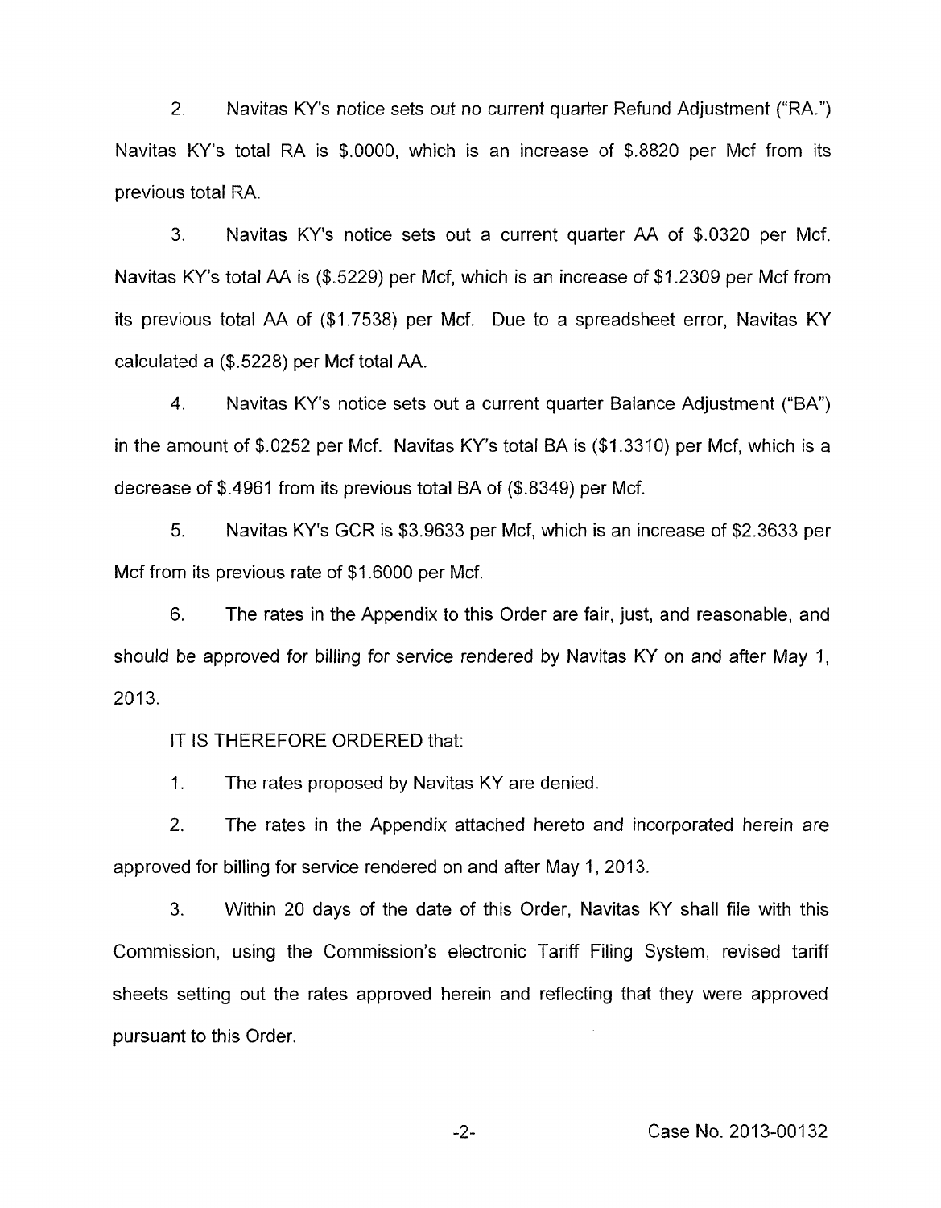2. Navitas KY's notice sets out no current quarter Refund Adjustment ("RA.") Navitas KY's total RA is $.0000, which is an increase of $.8820 per Mcf from its previous total RA.

3. Navitas KY's notice sets out a current quarter AA of $.0320 per Mcf. Navitas KY's total AA is ($.5229) per Mcf, which is an increase of $1.2309 per Mcf from its previous total AA of ($1.7538) per Mcf. Due to a spreadsheet error, Navitas KY calculated a ($.5228) per Mcf total AA.

4. Navitas KY's notice sets out a current quarter Balance Adjustment ("BA") in the amount of $.0252 per Mcf. Navitas KY's total BA is ($1.3310) per Mcf, which is a decrease of $.4961 from its previous total BA of ($.8349) per Mcf.

5. Navitas KY's GCR is $3.9633 per Mcf, which is an increase of $2.3633 per Mcf from its previous rate of $1.6000 per Mcf.

6. The rates in the Appendix to this Order are fair, just, and reasonable, and should be approved for billing for service rendered by Navitas KY on and after May 1, 2013.

IT IS THEREFORE ORDERED that:

1. The rates proposed by Navitas KY are denied.

2. The rates in the Appendix attached hereto and incorporated herein are approved for billing for service rendered on and after May 1, 2013.

3. Within 20 days of the date of this Order, Navitas KY shall file with this Commission, using the Commission's electronic Tariff Filing System, revised tariff sheets setting out the rates approved herein and reflecting that they were approved pursuant to this Order.

Case No. 2013-00132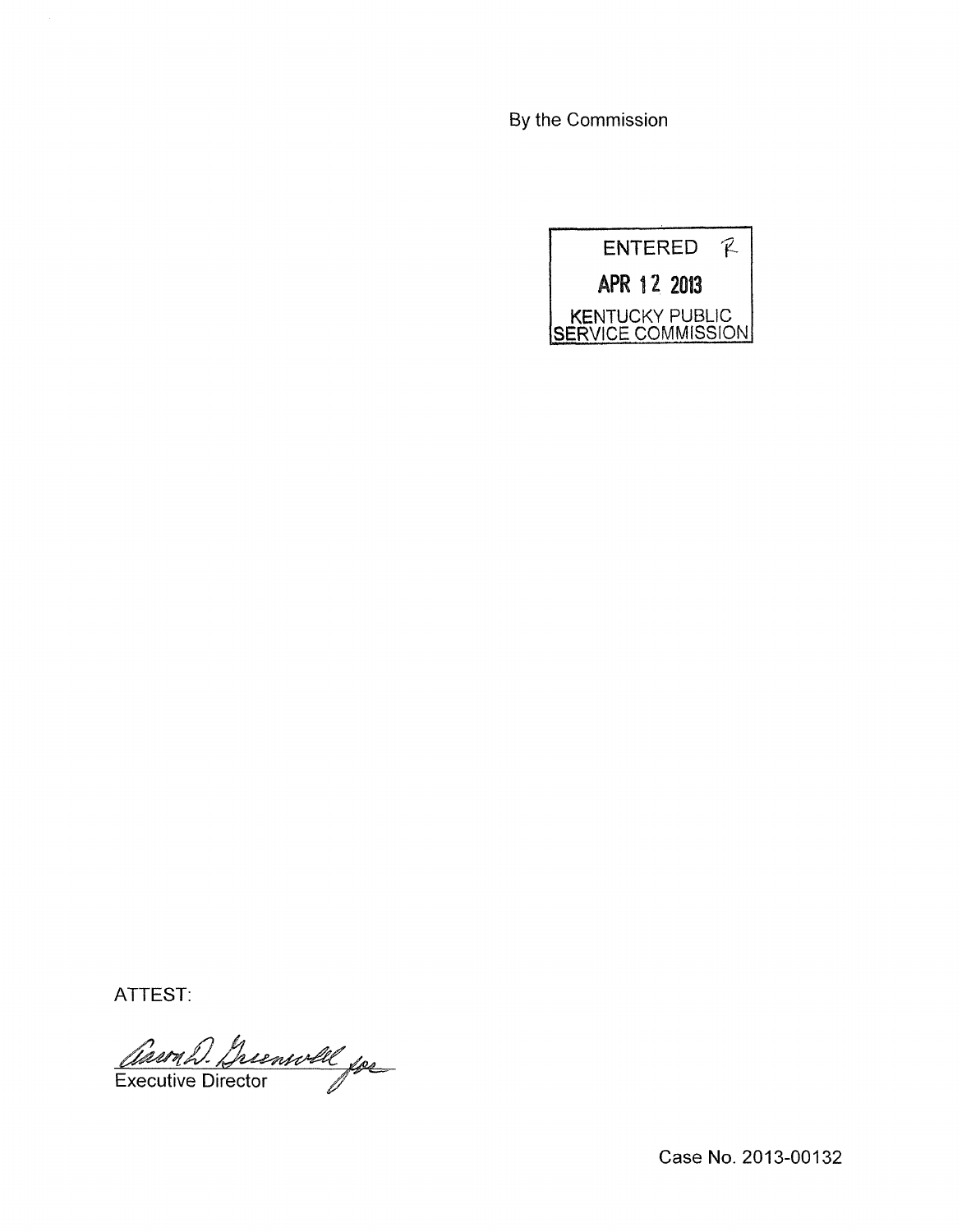By the Commission

ENTERED

APR 12 2013

KENTUCKY PUBLIC SERVICE COMMISSION

ATTEST:

Executive Director

Case No. 2013-00132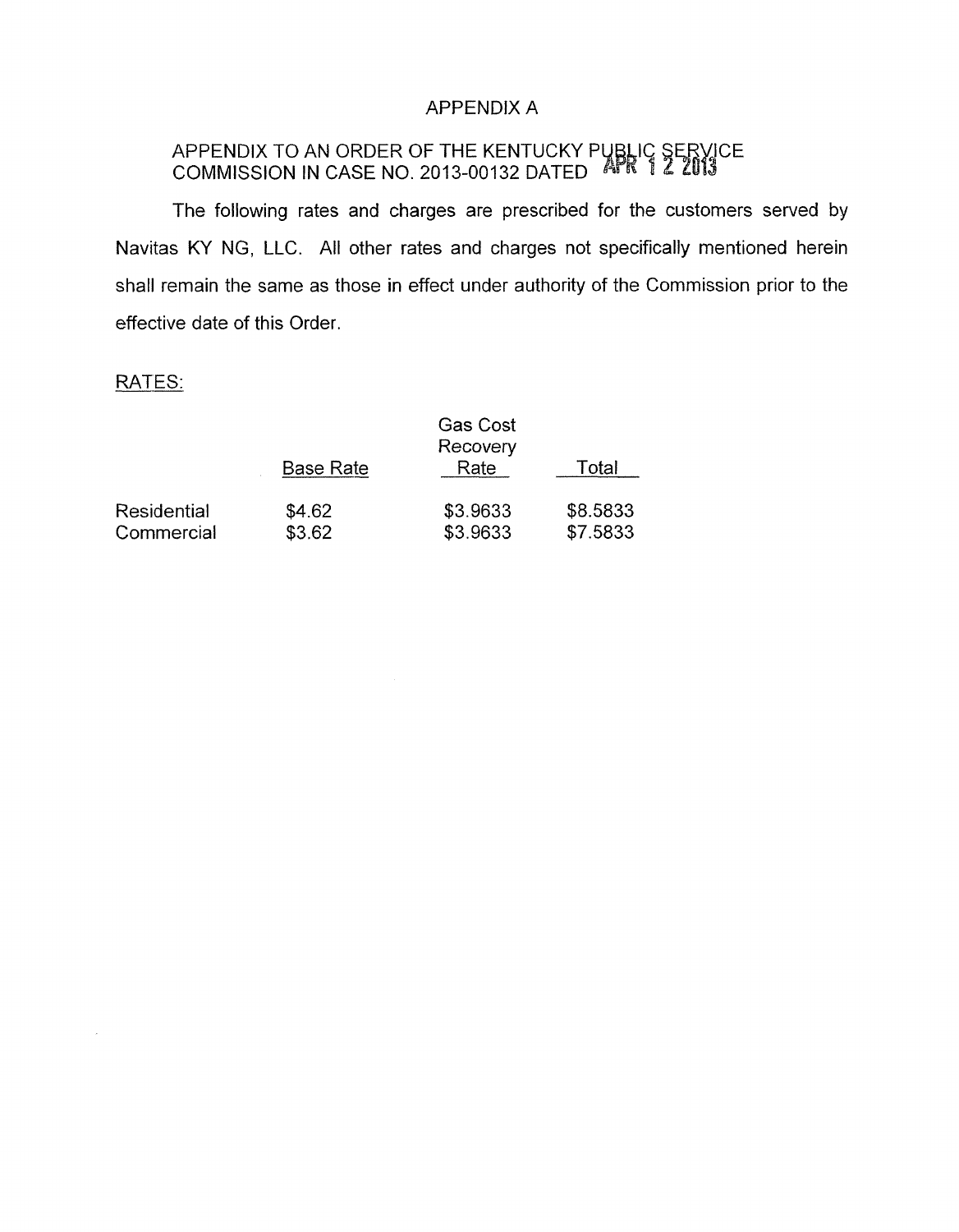# APPENDIX A

## APPENDIX TO AN ORDER OF THE KENTUCKY PUBLIC SERVICE COMMISSION IN CASE NO. 2013-00132 DATED APR 12 2013

The following rates and charges are prescribed for the customers served by Navitas KY NG, LLC. All other rates and charges not specifically mentioned herein shall remain the same as those in effect under authority of the Commission prior to the effective date of this Order.

RATES:

| | Base Rate | Gas Cost Recovery Rate | Total |
|---|---|---|---|
| Residential | \$4.62 | \$3.9633 | \$8.5833 |
| Commercial | \$3.62 | \$3.9633 | \$7.5833 |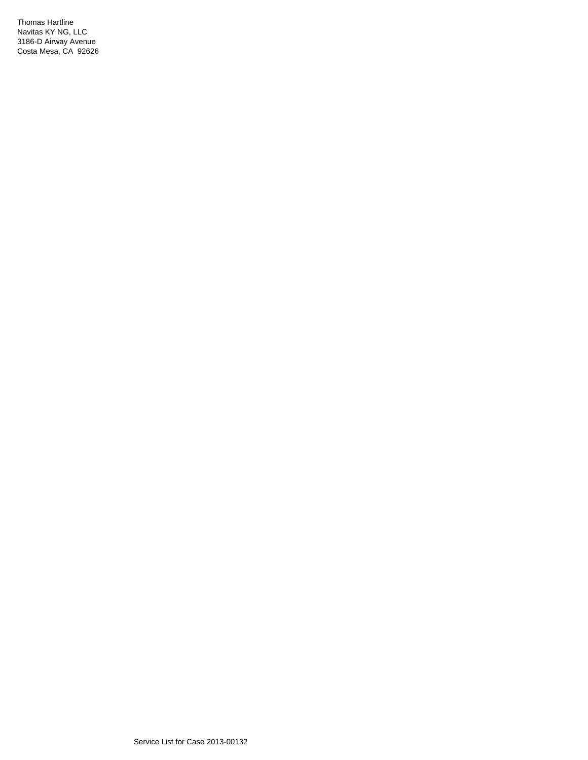Thomas Hartline
Navitas KY NG, LLC
3186-D Airway Avenue
Costa Mesa, CA  92626